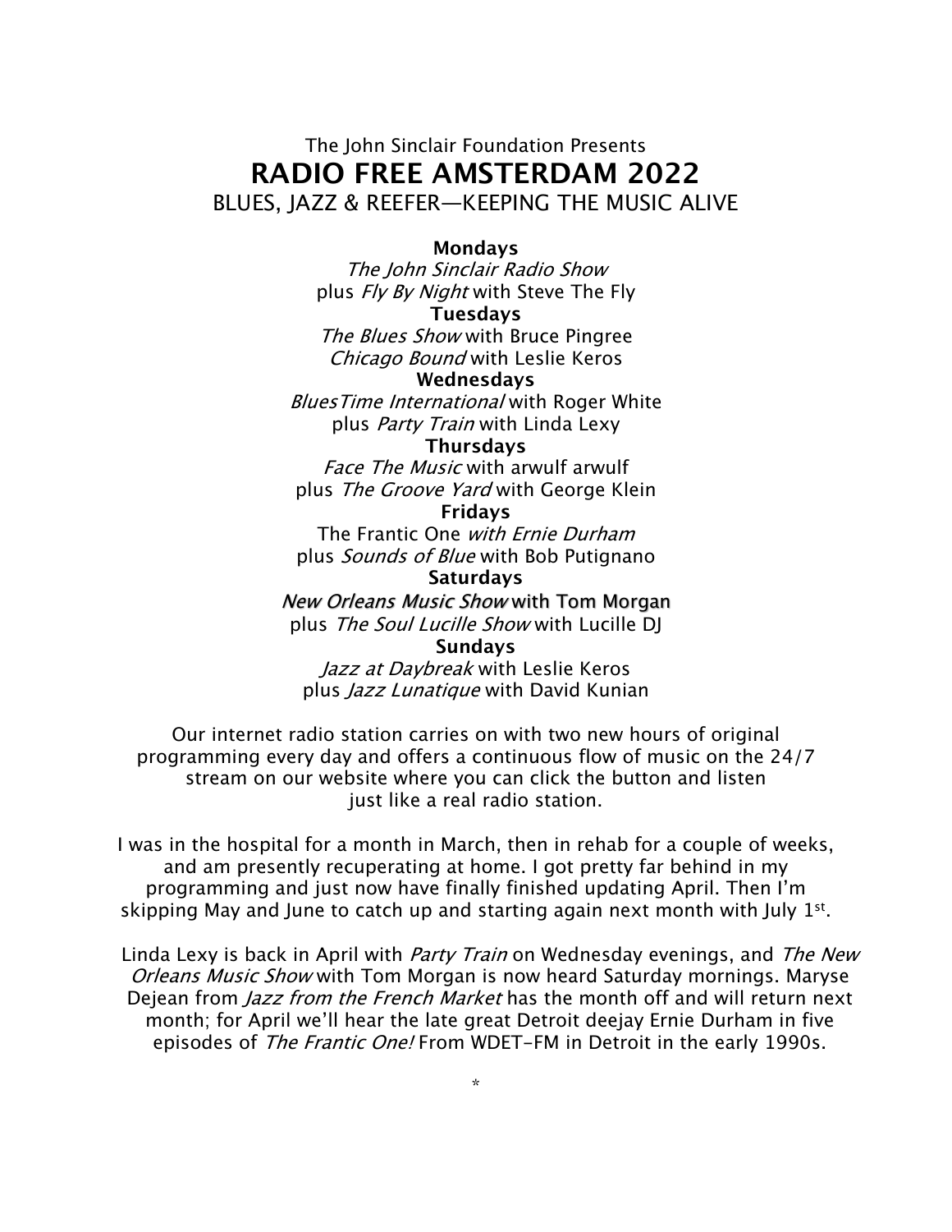The John Sinclair Foundation Presents

# RADIO FREE AMSTERDAM 2022

BLUES, JAZZ & REEFER—KEEPING THE MUSIC ALIVE

**Mondays**
*The John Sinclair Radio Show*
plus *Fly By Night* with Steve The Fly

**Tuesdays**
*The Blues Show* with Bruce Pingree
*Chicago Bound* with Leslie Keros

**Wednesdays**
*BluesTime International* with Roger White
plus *Party Train* with Linda Lexy

**Thursdays**
*Face The Music* with arwulf arwulf
plus *The Groove Yard* with George Klein

**Fridays**
The Frantic One *with Ernie Durham*
plus *Sounds of Blue* with Bob Putignano

**Saturdays**
*New Orleans Music Show* with Tom Morgan
plus *The Soul Lucille Show* with Lucille DJ

**Sundays**
*Jazz at Daybreak* with Leslie Keros
plus *Jazz Lunatique* with David Kunian

Our internet radio station carries on with two new hours of original programming every day and offers a continuous flow of music on the 24/7 stream on our website where you can click the button and listen just like a real radio station.

I was in the hospital for a month in March, then in rehab for a couple of weeks, and am presently recuperating at home. I got pretty far behind in my programming and just now have finally finished updating April. Then I'm skipping May and June to catch up and starting again next month with July 1st.

Linda Lexy is back in April with *Party Train* on Wednesday evenings, and *The New Orleans Music Show* with Tom Morgan is now heard Saturday mornings. Maryse Dejean from *Jazz from the French Market* has the month off and will return next month; for April we'll hear the late great Detroit deejay Ernie Durham in five episodes of *The Frantic One!* From WDET-FM in Detroit in the early 1990s.

*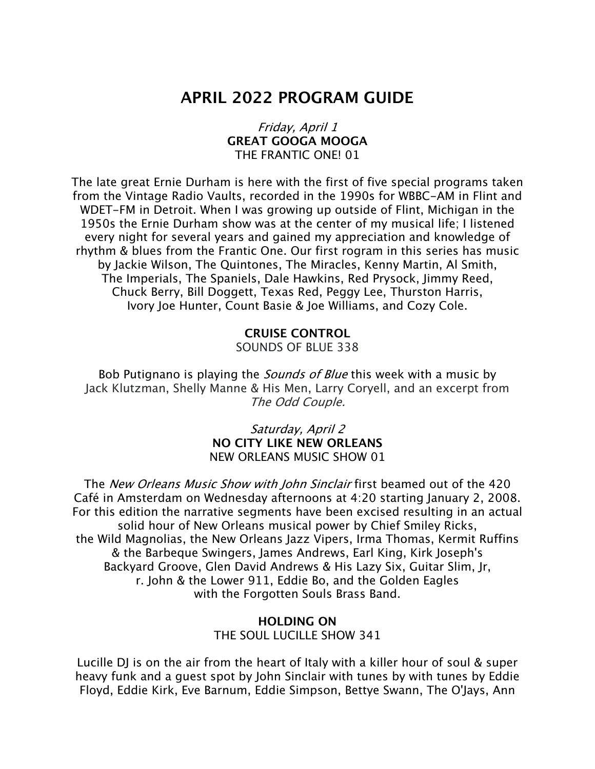# APRIL 2022 PROGRAM GUIDE

*Friday, April 1*
**GREAT GOOGA MOOGA**
THE FRANTIC ONE! 01

The late great Ernie Durham is here with the first of five special programs taken from the Vintage Radio Vaults, recorded in the 1990s for WBBC-AM in Flint and WDET-FM in Detroit. When I was growing up outside of Flint, Michigan in the 1950s the Ernie Durham show was at the center of my musical life; I listened every night for several years and gained my appreciation and knowledge of rhythm & blues from the Frantic One. Our first rogram in this series has music by Jackie Wilson, The Quintones, The Miracles, Kenny Martin, Al Smith, The Imperials, The Spaniels, Dale Hawkins, Red Prysock, Jimmy Reed, Chuck Berry, Bill Doggett, Texas Red, Peggy Lee, Thurston Harris, Ivory Joe Hunter, Count Basie & Joe Williams, and Cozy Cole.

**CRUISE CONTROL**
SOUNDS OF BLUE 338

Bob Putignano is playing the *Sounds of Blue* this week with a music by Jack Klutzman, Shelly Manne & His Men, Larry Coryell, and an excerpt from *The Odd Couple.*

*Saturday, April 2*
**NO CITY LIKE NEW ORLEANS**
NEW ORLEANS MUSIC SHOW 01

The *New Orleans Music Show with John Sinclair* first beamed out of the 420 Café in Amsterdam on Wednesday afternoons at 4:20 starting January 2, 2008. For this edition the narrative segments have been excised resulting in an actual solid hour of New Orleans musical power by Chief Smiley Ricks, the Wild Magnolias, the New Orleans Jazz Vipers, Irma Thomas, Kermit Ruffins & the Barbeque Swingers, James Andrews, Earl King, Kirk Joseph's Backyard Groove, Glen David Andrews & His Lazy Six, Guitar Slim, Jr, r. John & the Lower 911, Eddie Bo, and the Golden Eagles with the Forgotten Souls Brass Band.

**HOLDING ON**
THE SOUL LUCILLE SHOW 341

Lucille DJ is on the air from the heart of Italy with a killer hour of soul & super heavy funk and a guest spot by John Sinclair with tunes by with tunes by Eddie Floyd, Eddie Kirk, Eve Barnum, Eddie Simpson, Bettye Swann, The O'Jays, Ann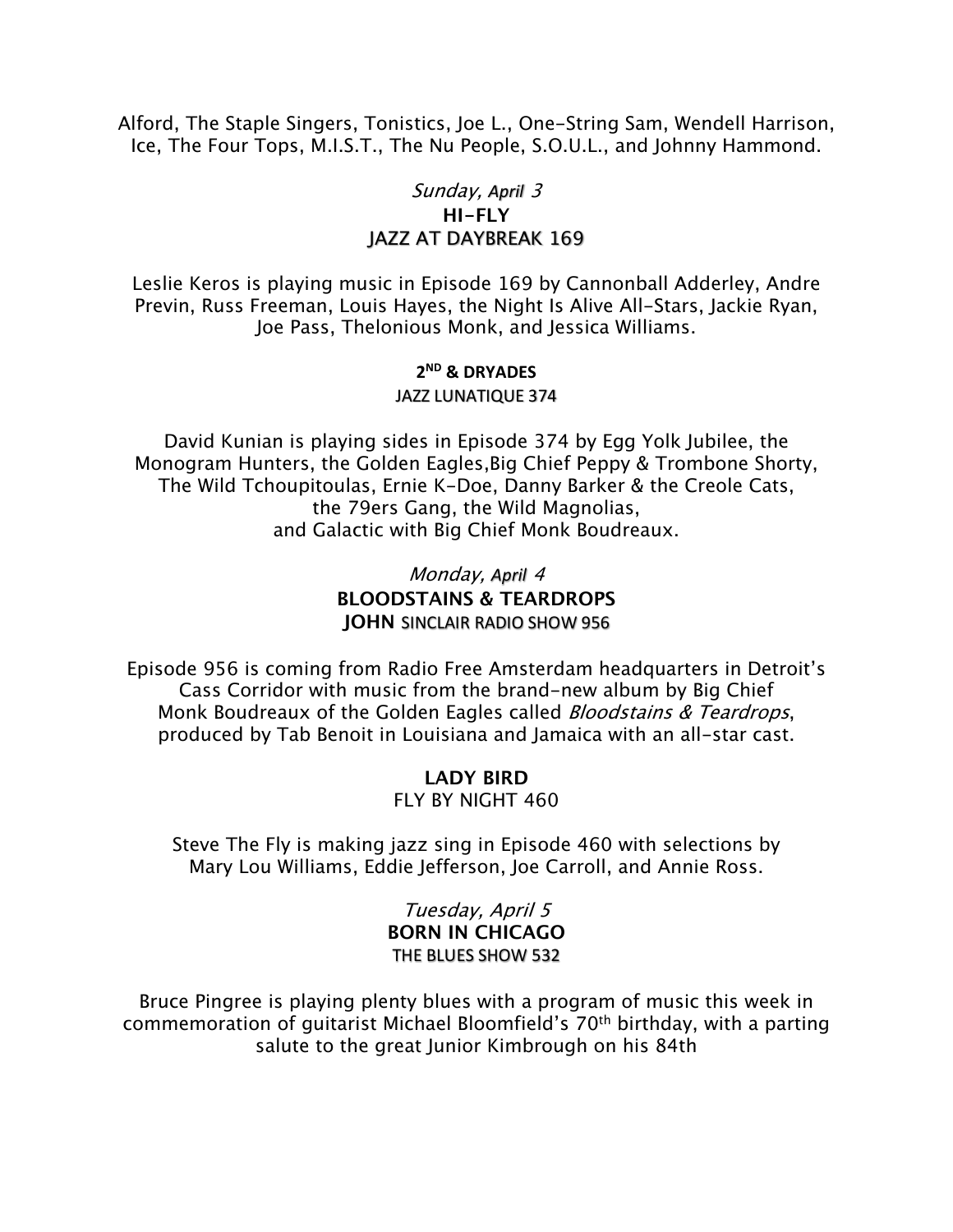Alford, The Staple Singers, Tonistics, Joe L., One-String Sam, Wendell Harrison, Ice, The Four Tops, M.I.S.T., The Nu People, S.O.U.L., and Johnny Hammond.

*Sunday, April 3*

**HI-FLY**

JAZZ AT DAYBREAK 169

Leslie Keros is playing music in Episode 169 by Cannonball Adderley, Andre Previn, Russ Freeman, Louis Hayes, the Night Is Alive All-Stars, Jackie Ryan, Joe Pass, Thelonious Monk, and Jessica Williams.

**2ND & DRYADES**

JAZZ LUNATIQUE 374

David Kunian is playing sides in Episode 374 by Egg Yolk Jubilee, the Monogram Hunters, the Golden Eagles,Big Chief Peppy & Trombone Shorty, The Wild Tchoupitoulas, Ernie K-Doe, Danny Barker & the Creole Cats, the 79ers Gang, the Wild Magnolias, and Galactic with Big Chief Monk Boudreaux.

*Monday, April 4*

**BLOODSTAINS & TEARDROPS**

**JOHN** SINCLAIR RADIO SHOW 956

Episode 956 is coming from Radio Free Amsterdam headquarters in Detroit's Cass Corridor with music from the brand-new album by Big Chief Monk Boudreaux of the Golden Eagles called *Bloodstains & Teardrops*, produced by Tab Benoit in Louisiana and Jamaica with an all-star cast.

**LADY BIRD**

FLY BY NIGHT 460

Steve The Fly is making jazz sing in Episode 460 with selections by Mary Lou Williams, Eddie Jefferson, Joe Carroll, and Annie Ross.

*Tuesday, April 5*

**BORN IN CHICAGO**

THE BLUES SHOW 532

Bruce Pingree is playing plenty blues with a program of music this week in commemoration of guitarist Michael Bloomfield's 70th birthday, with a parting salute to the great Junior Kimbrough on his 84th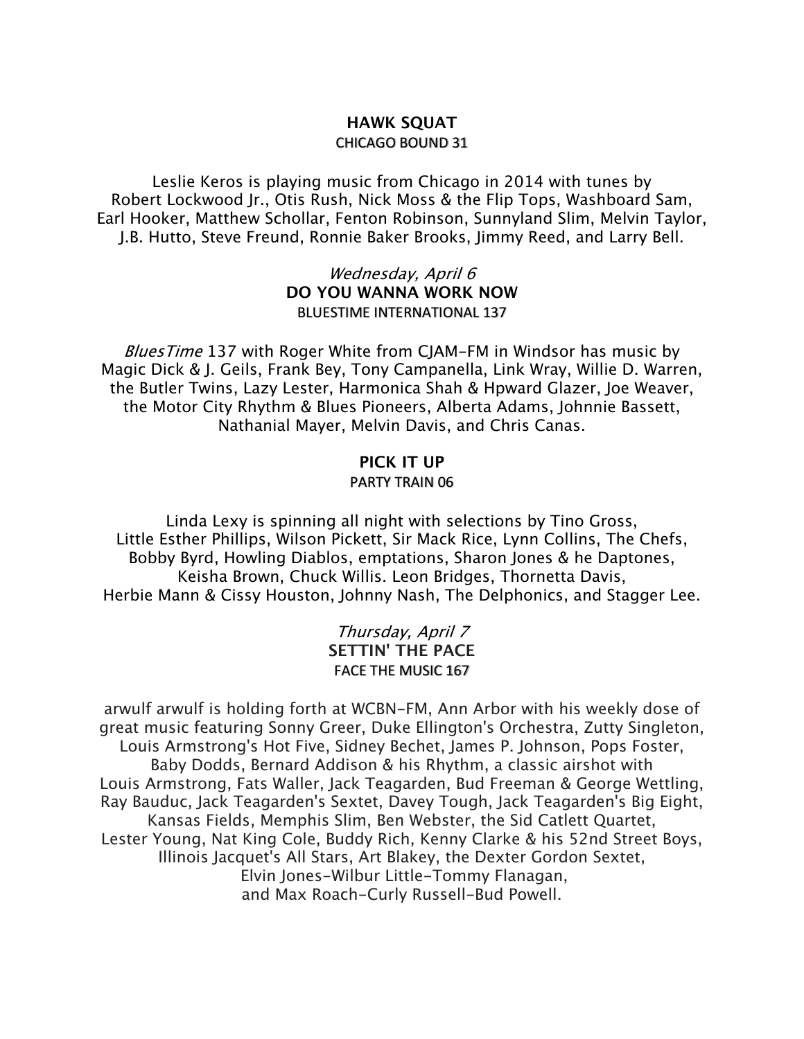**HAWK SQUAT**
CHICAGO BOUND 31

Leslie Keros is playing music from Chicago in 2014 with tunes by Robert Lockwood Jr., Otis Rush, Nick Moss & the Flip Tops, Washboard Sam, Earl Hooker, Matthew Schollar, Fenton Robinson, Sunnyland Slim, Melvin Taylor, J.B. Hutto, Steve Freund, Ronnie Baker Brooks, Jimmy Reed, and Larry Bell.

*Wednesday, April 6*
**DO YOU WANNA WORK NOW**
BLUESTIME INTERNATIONAL 137

*BluesTime* 137 with Roger White from CJAM-FM in Windsor has music by Magic Dick & J. Geils, Frank Bey, Tony Campanella, Link Wray, Willie D. Warren, the Butler Twins, Lazy Lester, Harmonica Shah & Hpward Glazer, Joe Weaver, the Motor City Rhythm & Blues Pioneers, Alberta Adams, Johnnie Bassett, Nathanial Mayer, Melvin Davis, and Chris Canas.

**PICK IT UP**
PARTY TRAIN 06

Linda Lexy is spinning all night with selections by Tino Gross, Little Esther Phillips, Wilson Pickett, Sir Mack Rice, Lynn Collins, The Chefs, Bobby Byrd, Howling Diablos, emptations, Sharon Jones & he Daptones, Keisha Brown, Chuck Willis. Leon Bridges, Thornetta Davis, Herbie Mann & Cissy Houston, Johnny Nash, The Delphonics, and Stagger Lee.

*Thursday, April 7*
**SETTIN' THE PACE**
FACE THE MUSIC 167

arwulf arwulf is holding forth at WCBN-FM, Ann Arbor with his weekly dose of great music featuring Sonny Greer, Duke Ellington's Orchestra, Zutty Singleton, Louis Armstrong's Hot Five, Sidney Bechet, James P. Johnson, Pops Foster, Baby Dodds, Bernard Addison & his Rhythm, a classic airshot with Louis Armstrong, Fats Waller, Jack Teagarden, Bud Freeman & George Wettling, Ray Bauduc, Jack Teagarden's Sextet, Davey Tough, Jack Teagarden's Big Eight, Kansas Fields, Memphis Slim, Ben Webster, the Sid Catlett Quartet, Lester Young, Nat King Cole, Buddy Rich, Kenny Clarke & his 52nd Street Boys, Illinois Jacquet's All Stars, Art Blakey, the Dexter Gordon Sextet, Elvin Jones-Wilbur Little-Tommy Flanagan, and Max Roach-Curly Russell-Bud Powell.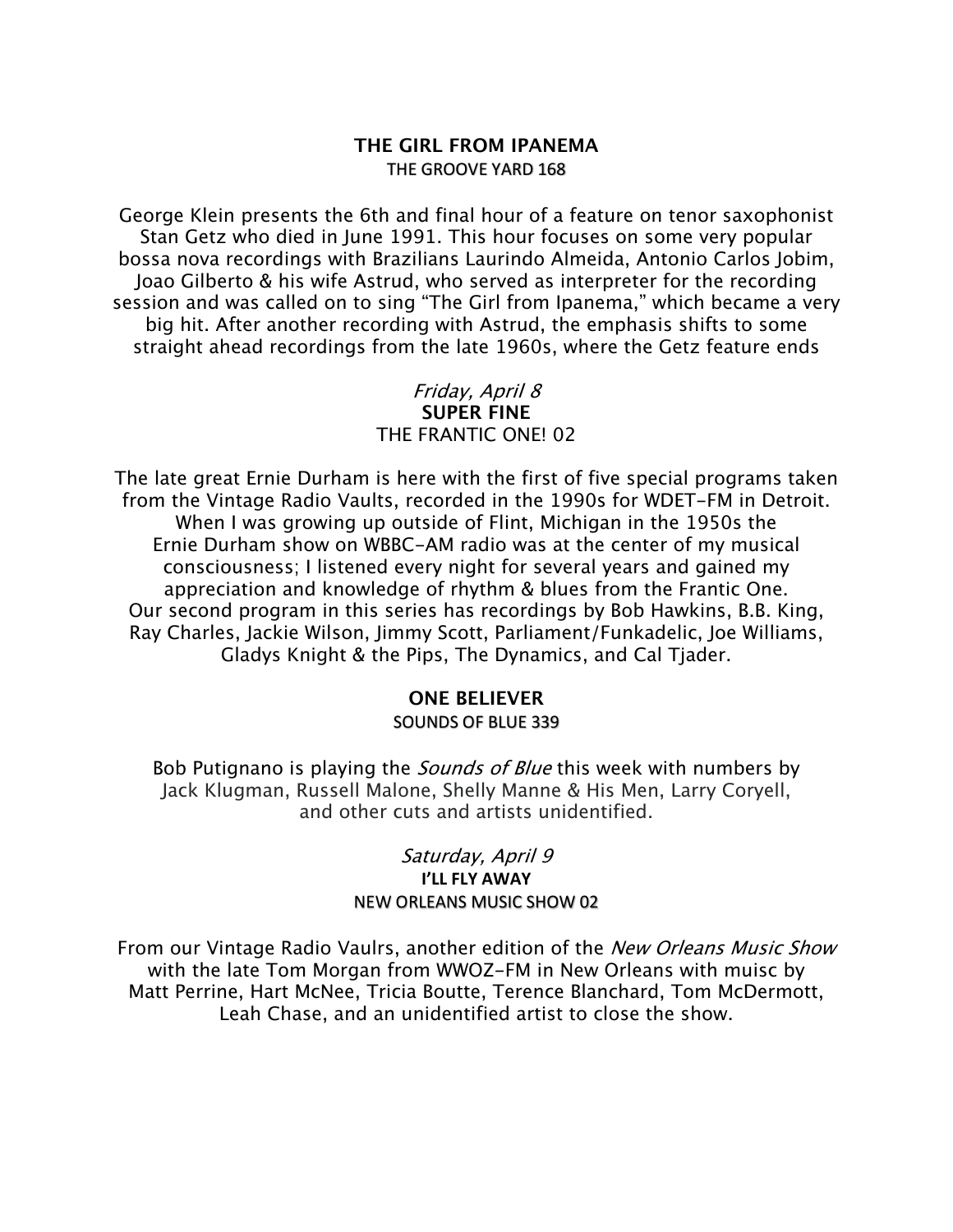**THE GIRL FROM IPANEMA**
THE GROOVE YARD 168

George Klein presents the 6th and final hour of a feature on tenor saxophonist Stan Getz who died in June 1991. This hour focuses on some very popular bossa nova recordings with Brazilians Laurindo Almeida, Antonio Carlos Jobim, Joao Gilberto & his wife Astrud, who served as interpreter for the recording session and was called on to sing "The Girl from Ipanema," which became a very big hit. After another recording with Astrud, the emphasis shifts to some straight ahead recordings from the late 1960s, where the Getz feature ends

*Friday, April 8*

**SUPER FINE**
THE FRANTIC ONE! 02

The late great Ernie Durham is here with the first of five special programs taken from the Vintage Radio Vaults, recorded in the 1990s for WDET-FM in Detroit. When I was growing up outside of Flint, Michigan in the 1950s the Ernie Durham show on WBBC-AM radio was at the center of my musical consciousness; I listened every night for several years and gained my appreciation and knowledge of rhythm & blues from the Frantic One. Our second program in this series has recordings by Bob Hawkins, B.B. King, Ray Charles, Jackie Wilson, Jimmy Scott, Parliament/Funkadelic, Joe Williams, Gladys Knight & the Pips, The Dynamics, and Cal Tjader.

**ONE BELIEVER**
SOUNDS OF BLUE 339

Bob Putignano is playing the *Sounds of Blue* this week with numbers by Jack Klugman, Russell Malone, Shelly Manne & His Men, Larry Coryell, and other cuts and artists unidentified.

*Saturday, April 9*

**I'LL FLY AWAY**
NEW ORLEANS MUSIC SHOW 02

From our Vintage Radio Vaulrs, another edition of the *New Orleans Music Show* with the late Tom Morgan from WWOZ-FM in New Orleans with muisc by Matt Perrine, Hart McNee, Tricia Boutte, Terence Blanchard, Tom McDermott, Leah Chase, and an unidentified artist to close the show.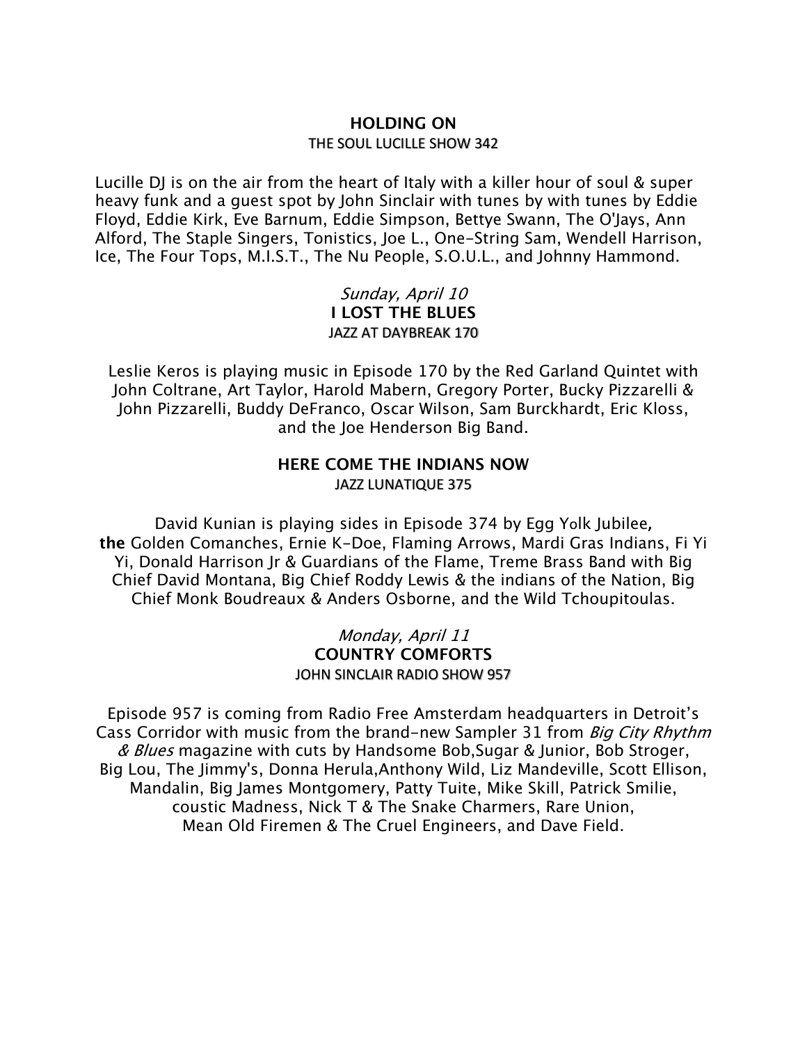**HOLDING ON**

THE SOUL LUCILLE SHOW 342

Lucille DJ is on the air from the heart of Italy with a killer hour of soul & super heavy funk and a guest spot by John Sinclair with tunes by with tunes by Eddie Floyd, Eddie Kirk, Eve Barnum, Eddie Simpson, Bettye Swann, The O'Jays, Ann Alford, The Staple Singers, Tonistics, Joe L., One-String Sam, Wendell Harrison, Ice, The Four Tops, M.I.S.T., The Nu People, S.O.U.L., and Johnny Hammond.

*Sunday, April 10*

**I LOST THE BLUES**

JAZZ AT DAYBREAK 170

Leslie Keros is playing music in Episode 170 by the Red Garland Quintet with John Coltrane, Art Taylor, Harold Mabern, Gregory Porter, Bucky Pizzarelli & John Pizzarelli, Buddy DeFranco, Oscar Wilson, Sam Burckhardt, Eric Kloss, and the Joe Henderson Big Band.

**HERE COME THE INDIANS NOW**

JAZZ LUNATIQUE 375

David Kunian is playing sides in Episode 374 by Egg Yolk Jubilee, **the** Golden Comanches, Ernie K-Doe, Flaming Arrows, Mardi Gras Indians, Fi Yi Yi, Donald Harrison Jr & Guardians of the Flame, Treme Brass Band with Big Chief David Montana, Big Chief Roddy Lewis & the indians of the Nation, Big Chief Monk Boudreaux & Anders Osborne, and the Wild Tchoupitoulas.

*Monday, April 11*

**COUNTRY COMFORTS**

JOHN SINCLAIR RADIO SHOW 957

Episode 957 is coming from Radio Free Amsterdam headquarters in Detroit's Cass Corridor with music from the brand-new Sampler 31 from *Big City Rhythm & Blues* magazine with cuts by Handsome Bob,Sugar & Junior, Bob Stroger, Big Lou, The Jimmy's, Donna Herula,Anthony Wild, Liz Mandeville, Scott Ellison, Mandalin, Big James Montgomery, Patty Tuite, Mike Skill, Patrick Smilie, coustic Madness, Nick T & The Snake Charmers, Rare Union, Mean Old Firemen & The Cruel Engineers, and Dave Field.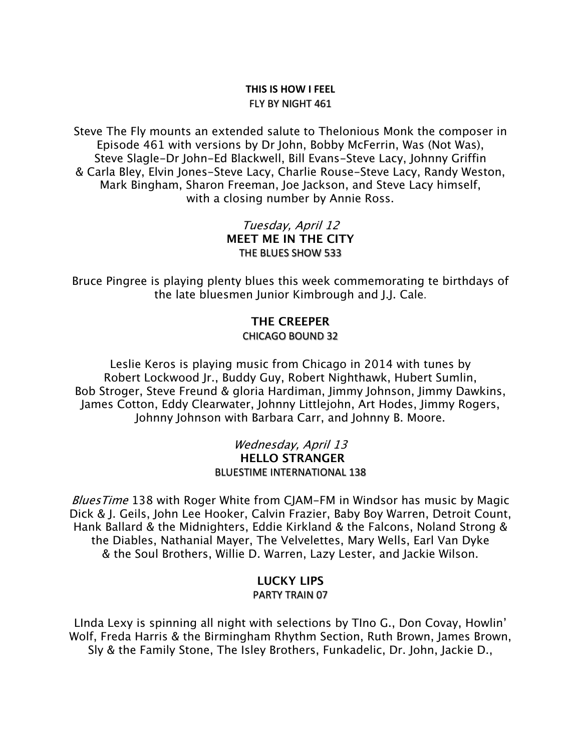**THIS IS HOW I FEEL**
FLY BY NIGHT 461

Steve The Fly mounts an extended salute to Thelonious Monk the composer in Episode 461 with versions by Dr John, Bobby McFerrin, Was (Not Was), Steve Slagle-Dr John-Ed Blackwell, Bill Evans-Steve Lacy, Johnny Griffin & Carla Bley, Elvin Jones-Steve Lacy, Charlie Rouse-Steve Lacy, Randy Weston, Mark Bingham, Sharon Freeman, Joe Jackson, and Steve Lacy himself, with a closing number by Annie Ross.

*Tuesday, April 12*

**MEET ME IN THE CITY**
THE BLUES SHOW 533

Bruce Pingree is playing plenty blues this week commemorating te birthdays of the late bluesmen Junior Kimbrough and J.J. Cale.

**THE CREEPER**
CHICAGO BOUND 32

Leslie Keros is playing music from Chicago in 2014 with tunes by Robert Lockwood Jr., Buddy Guy, Robert Nighthawk, Hubert Sumlin, Bob Stroger, Steve Freund & gloria Hardiman, Jimmy Johnson, Jimmy Dawkins, James Cotton, Eddy Clearwater, Johnny Littlejohn, Art Hodes, Jimmy Rogers, Johnny Johnson with Barbara Carr, and Johnny B. Moore.

*Wednesday, April 13*

**HELLO STRANGER**
BLUESTIME INTERNATIONAL 138

*BluesTime* 138 with Roger White from CJAM-FM in Windsor has music by Magic Dick & J. Geils, John Lee Hooker, Calvin Frazier, Baby Boy Warren, Detroit Count, Hank Ballard & the Midnighters, Eddie Kirkland & the Falcons, Noland Strong & the Diables, Nathanial Mayer, The Velvelettes, Mary Wells, Earl Van Dyke & the Soul Brothers, Willie D. Warren, Lazy Lester, and Jackie Wilson.

**LUCKY LIPS**
PARTY TRAIN 07

LInda Lexy is spinning all night with selections by TIno G., Don Covay, Howlin' Wolf, Freda Harris & the Birmingham Rhythm Section, Ruth Brown, James Brown, Sly & the Family Stone, The Isley Brothers, Funkadelic, Dr. John, Jackie D.,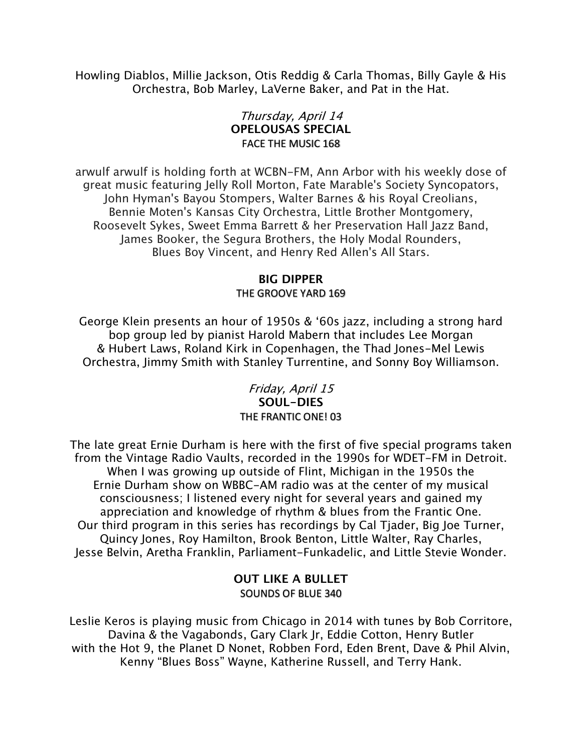Howling Diablos, Millie Jackson, Otis Reddig & Carla Thomas, Billy Gayle & His Orchestra, Bob Marley, LaVerne Baker, and Pat in the Hat.

*Thursday, April 14*

**OPELOUSAS SPECIAL**

FACE THE MUSIC 168

arwulf arwulf is holding forth at WCBN-FM, Ann Arbor with his weekly dose of great music featuring Jelly Roll Morton, Fate Marable's Society Syncopators, John Hyman's Bayou Stompers, Walter Barnes & his Royal Creolians, Bennie Moten's Kansas City Orchestra, Little Brother Montgomery, Roosevelt Sykes, Sweet Emma Barrett & her Preservation Hall Jazz Band, James Booker, the Segura Brothers, the Holy Modal Rounders, Blues Boy Vincent, and Henry Red Allen's All Stars.

**BIG DIPPER**

THE GROOVE YARD 169

George Klein presents an hour of 1950s & '60s jazz, including a strong hard bop group led by pianist Harold Mabern that includes Lee Morgan & Hubert Laws, Roland Kirk in Copenhagen, the Thad Jones-Mel Lewis Orchestra, Jimmy Smith with Stanley Turrentine, and Sonny Boy Williamson.

*Friday, April 15*

**SOUL-DIES**

THE FRANTIC ONE! 03

The late great Ernie Durham is here with the first of five special programs taken from the Vintage Radio Vaults, recorded in the 1990s for WDET-FM in Detroit. When I was growing up outside of Flint, Michigan in the 1950s the Ernie Durham show on WBBC-AM radio was at the center of my musical consciousness; I listened every night for several years and gained my appreciation and knowledge of rhythm & blues from the Frantic One. Our third program in this series has recordings by Cal Tjader, Big Joe Turner, Quincy Jones, Roy Hamilton, Brook Benton, Little Walter, Ray Charles, Jesse Belvin, Aretha Franklin, Parliament-Funkadelic, and Little Stevie Wonder.

**OUT LIKE A BULLET**

SOUNDS OF BLUE 340

Leslie Keros is playing music from Chicago in 2014 with tunes by Bob Corritore, Davina & the Vagabonds, Gary Clark Jr, Eddie Cotton, Henry Butler with the Hot 9, the Planet D Nonet, Robben Ford, Eden Brent, Dave & Phil Alvin, Kenny "Blues Boss" Wayne, Katherine Russell, and Terry Hank.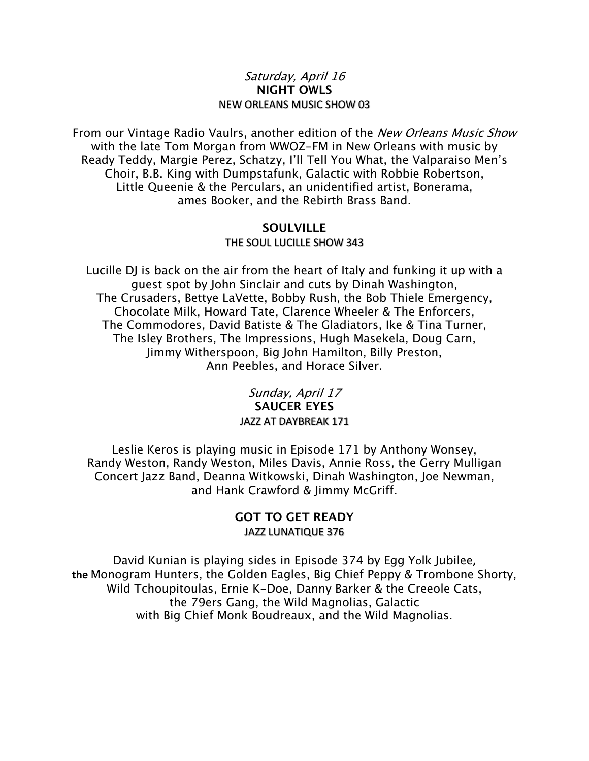*Saturday, April 16*

**NIGHT OWLS**

NEW ORLEANS MUSIC SHOW 03

From our Vintage Radio Vaulrs, another edition of the *New Orleans Music Show* with the late Tom Morgan from WWOZ-FM in New Orleans with music by Ready Teddy, Margie Perez, Schatzy, I'll Tell You What, the Valparaiso Men's Choir, B.B. King with Dumpstafunk, Galactic with Robbie Robertson, Little Queenie & the Perculars, an unidentified artist, Bonerama, ames Booker, and the Rebirth Brass Band.

**SOULVILLE**

THE SOUL LUCILLE SHOW 343

Lucille DJ is back on the air from the heart of Italy and funking it up with a guest spot by John Sinclair and cuts by Dinah Washington, The Crusaders, Bettye LaVette, Bobby Rush, the Bob Thiele Emergency, Chocolate Milk, Howard Tate, Clarence Wheeler & The Enforcers, The Commodores, David Batiste & The Gladiators, Ike & Tina Turner, The Isley Brothers, The Impressions, Hugh Masekela, Doug Carn, Jimmy Witherspoon, Big John Hamilton, Billy Preston, Ann Peebles, and Horace Silver.

*Sunday, April 17*

**SAUCER EYES**

JAZZ AT DAYBREAK 171

Leslie Keros is playing music in Episode 171 by Anthony Wonsey, Randy Weston, Randy Weston, Miles Davis, Annie Ross, the Gerry Mulligan Concert Jazz Band, Deanna Witkowski, Dinah Washington, Joe Newman, and Hank Crawford & Jimmy McGriff.

**GOT TO GET READY**

JAZZ LUNATIQUE 376

David Kunian is playing sides in Episode 374 by Egg Yolk Jubilee, the Monogram Hunters, the Golden Eagles, Big Chief Peppy & Trombone Shorty, Wild Tchoupitoulas, Ernie K-Doe, Danny Barker & the Creeole Cats, the 79ers Gang, the Wild Magnolias, Galactic with Big Chief Monk Boudreaux, and the Wild Magnolias.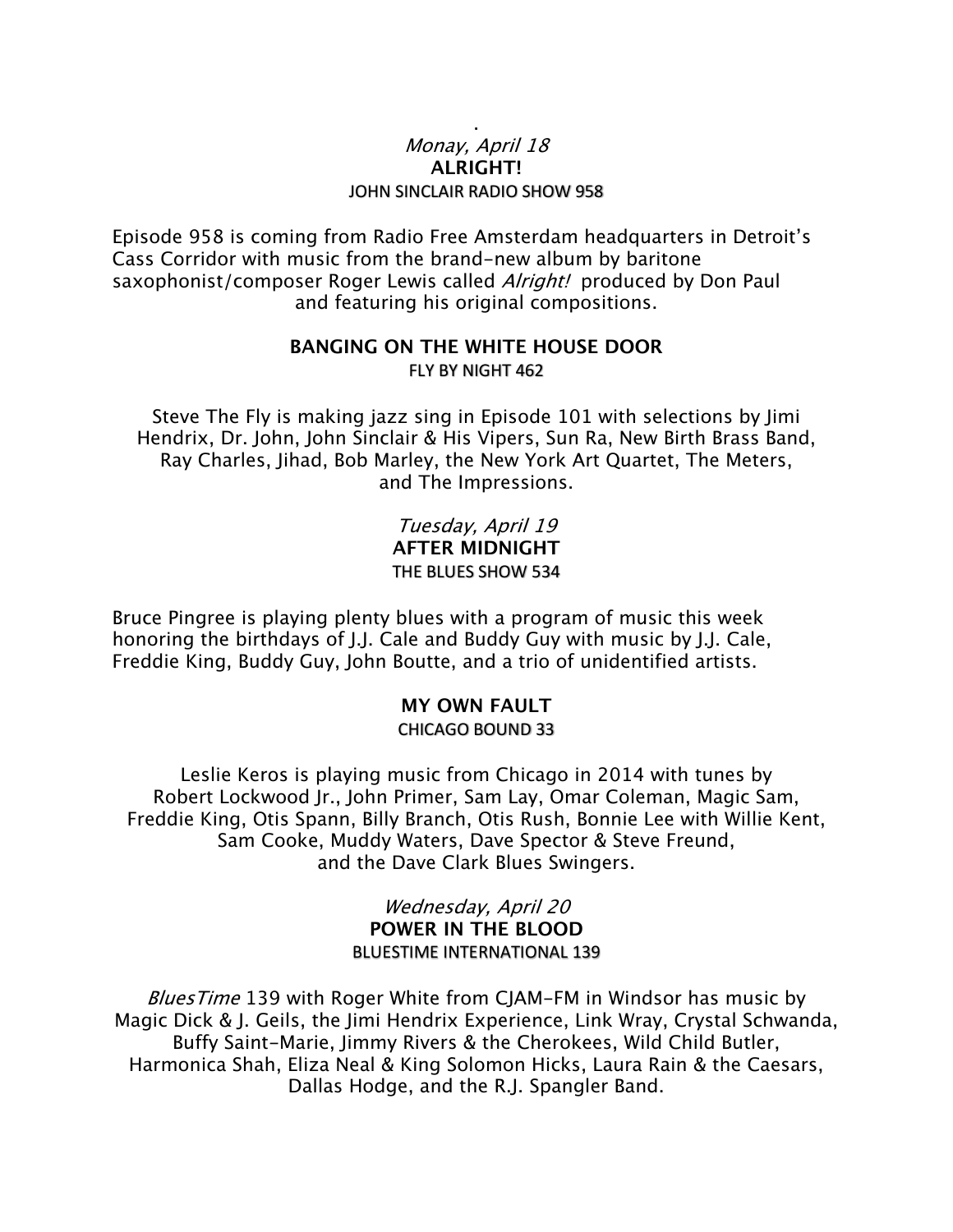.

*Monay, April 18*

**ALRIGHT!**

JOHN SINCLAIR RADIO SHOW 958

Episode 958 is coming from Radio Free Amsterdam headquarters in Detroit's Cass Corridor with music from the brand-new album by baritone saxophonist/composer Roger Lewis called *Alright!* produced by Don Paul and featuring his original compositions.

**BANGING ON THE WHITE HOUSE DOOR**

FLY BY NIGHT 462

Steve The Fly is making jazz sing in Episode 101 with selections by Jimi Hendrix, Dr. John, John Sinclair & His Vipers, Sun Ra, New Birth Brass Band, Ray Charles, Jihad, Bob Marley, the New York Art Quartet, The Meters, and The Impressions.

*Tuesday, April 19*

**AFTER MIDNIGHT**

THE BLUES SHOW 534

Bruce Pingree is playing plenty blues with a program of music this week honoring the birthdays of J.J. Cale and Buddy Guy with music by J.J. Cale, Freddie King, Buddy Guy, John Boutte, and a trio of unidentified artists.

**MY OWN FAULT**

CHICAGO BOUND 33

Leslie Keros is playing music from Chicago in 2014 with tunes by Robert Lockwood Jr., John Primer, Sam Lay, Omar Coleman, Magic Sam, Freddie King, Otis Spann, Billy Branch, Otis Rush, Bonnie Lee with Willie Kent, Sam Cooke, Muddy Waters, Dave Spector & Steve Freund, and the Dave Clark Blues Swingers.

*Wednesday, April 20*

**POWER IN THE BLOOD**

BLUESTIME INTERNATIONAL 139

*BluesTime* 139 with Roger White from CJAM-FM in Windsor has music by Magic Dick & J. Geils, the Jimi Hendrix Experience, Link Wray, Crystal Schwanda, Buffy Saint-Marie, Jimmy Rivers & the Cherokees, Wild Child Butler, Harmonica Shah, Eliza Neal & King Solomon Hicks, Laura Rain & the Caesars, Dallas Hodge, and the R.J. Spangler Band.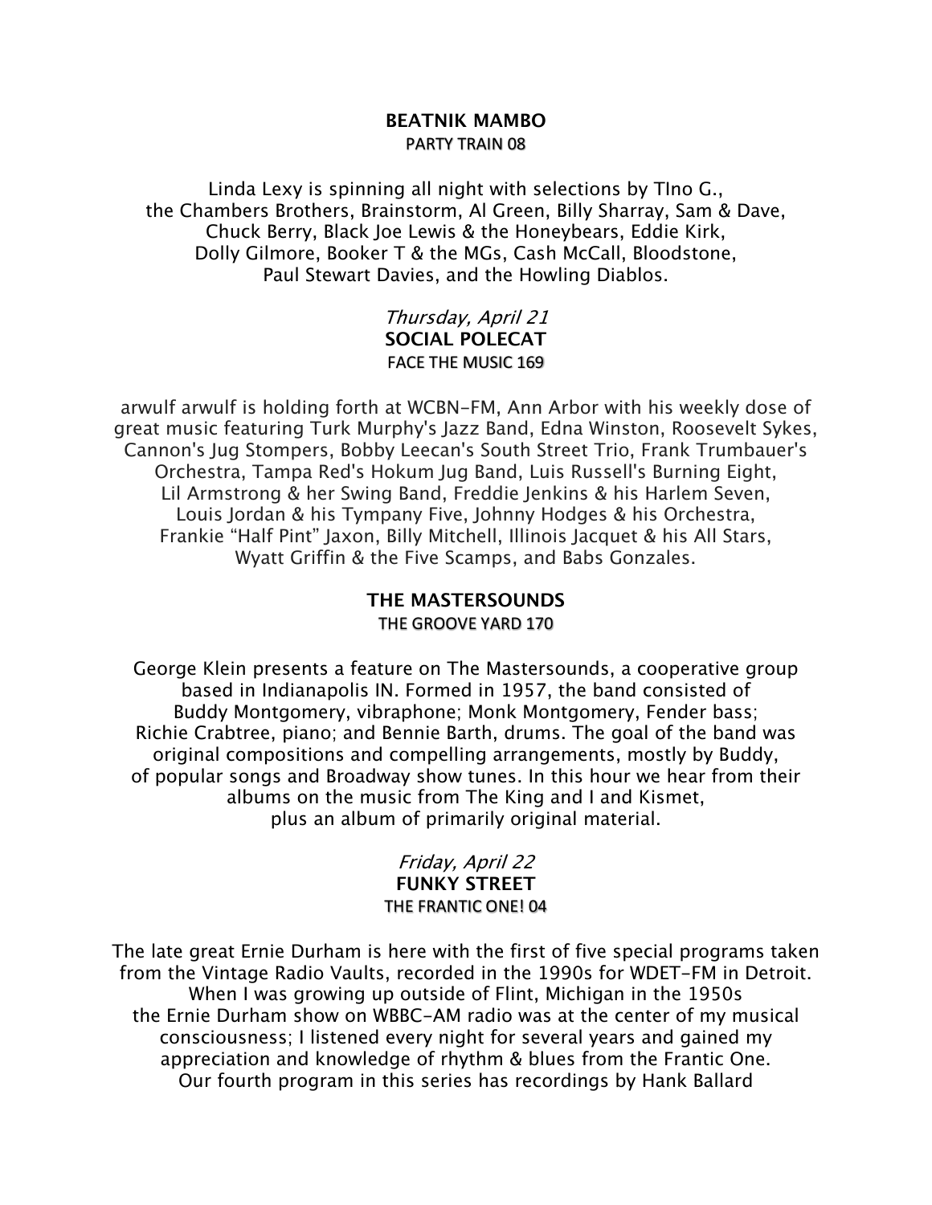**BEATNIK MAMBO**
PARTY TRAIN 08

Linda Lexy is spinning all night with selections by TIno G., the Chambers Brothers, Brainstorm, Al Green, Billy Sharray, Sam & Dave, Chuck Berry, Black Joe Lewis & the Honeybears, Eddie Kirk, Dolly Gilmore, Booker T & the MGs, Cash McCall, Bloodstone, Paul Stewart Davies, and the Howling Diablos.

*Thursday, April 21*
**SOCIAL POLECAT**
FACE THE MUSIC 169

arwulf arwulf is holding forth at WCBN-FM, Ann Arbor with his weekly dose of great music featuring Turk Murphy's Jazz Band, Edna Winston, Roosevelt Sykes, Cannon's Jug Stompers, Bobby Leecan's South Street Trio, Frank Trumbauer's Orchestra, Tampa Red's Hokum Jug Band, Luis Russell's Burning Eight, Lil Armstrong & her Swing Band, Freddie Jenkins & his Harlem Seven, Louis Jordan & his Tympany Five, Johnny Hodges & his Orchestra, Frankie "Half Pint" Jaxon, Billy Mitchell, Illinois Jacquet & his All Stars, Wyatt Griffin & the Five Scamps, and Babs Gonzales.

**THE MASTERSOUNDS**
THE GROOVE YARD 170

George Klein presents a feature on The Mastersounds, a cooperative group based in Indianapolis IN. Formed in 1957, the band consisted of Buddy Montgomery, vibraphone; Monk Montgomery, Fender bass; Richie Crabtree, piano; and Bennie Barth, drums. The goal of the band was original compositions and compelling arrangements, mostly by Buddy, of popular songs and Broadway show tunes. In this hour we hear from their albums on the music from The King and I and Kismet, plus an album of primarily original material.

*Friday, April 22*
**FUNKY STREET**
THE FRANTIC ONE! 04

The late great Ernie Durham is here with the first of five special programs taken from the Vintage Radio Vaults, recorded in the 1990s for WDET-FM in Detroit. When I was growing up outside of Flint, Michigan in the 1950s the Ernie Durham show on WBBC-AM radio was at the center of my musical consciousness; I listened every night for several years and gained my appreciation and knowledge of rhythm & blues from the Frantic One. Our fourth program in this series has recordings by Hank Ballard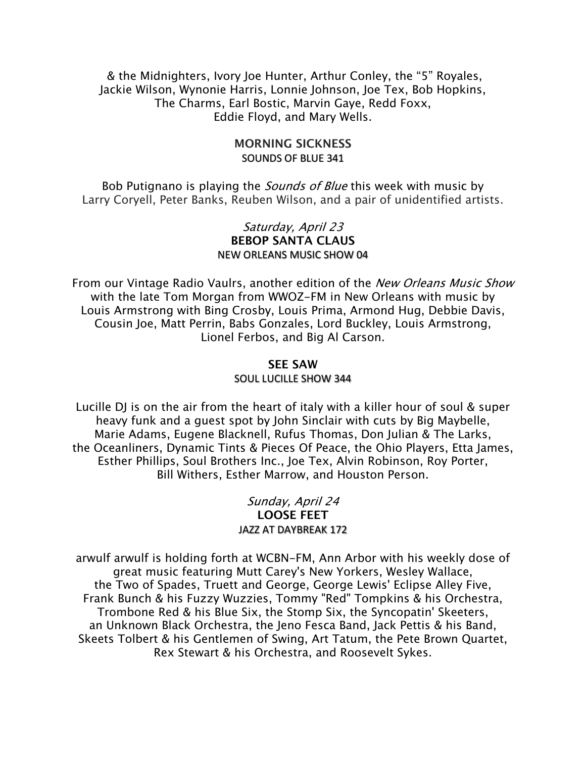& the Midnighters, Ivory Joe Hunter, Arthur Conley, the "5" Royales, Jackie Wilson, Wynonie Harris, Lonnie Johnson, Joe Tex, Bob Hopkins, The Charms, Earl Bostic, Marvin Gaye, Redd Foxx, Eddie Floyd, and Mary Wells.

**MORNING SICKNESS**
SOUNDS OF BLUE 341

Bob Putignano is playing the *Sounds of Blue* this week with music by Larry Coryell, Peter Banks, Reuben Wilson, and a pair of unidentified artists.

*Saturday, April 23*
**BEBOP SANTA CLAUS**
NEW ORLEANS MUSIC SHOW 04

From our Vintage Radio Vaulrs, another edition of the *New Orleans Music Show* with the late Tom Morgan from WWOZ-FM in New Orleans with music by Louis Armstrong with Bing Crosby, Louis Prima, Armond Hug, Debbie Davis, Cousin Joe, Matt Perrin, Babs Gonzales, Lord Buckley, Louis Armstrong, Lionel Ferbos, and Big Al Carson.

**SEE SAW**
SOUL LUCILLE SHOW 344

Lucille DJ is on the air from the heart of italy with a killer hour of soul & super heavy funk and a guest spot by John Sinclair with cuts by Big Maybelle, Marie Adams, Eugene Blacknell, Rufus Thomas, Don Julian & The Larks, the Oceanliners, Dynamic Tints & Pieces Of Peace, the Ohio Players, Etta James, Esther Phillips, Soul Brothers Inc., Joe Tex, Alvin Robinson, Roy Porter, Bill Withers, Esther Marrow, and Houston Person.

*Sunday, April 24*
**LOOSE FEET**
JAZZ AT DAYBREAK 172

arwulf arwulf is holding forth at WCBN-FM, Ann Arbor with his weekly dose of great music featuring Mutt Carey's New Yorkers, Wesley Wallace, the Two of Spades, Truett and George, George Lewis' Eclipse Alley Five, Frank Bunch & his Fuzzy Wuzzies, Tommy "Red" Tompkins & his Orchestra, Trombone Red & his Blue Six, the Stomp Six, the Syncopatin' Skeeters, an Unknown Black Orchestra, the Jeno Fesca Band, Jack Pettis & his Band, Skeets Tolbert & his Gentlemen of Swing, Art Tatum, the Pete Brown Quartet, Rex Stewart & his Orchestra, and Roosevelt Sykes.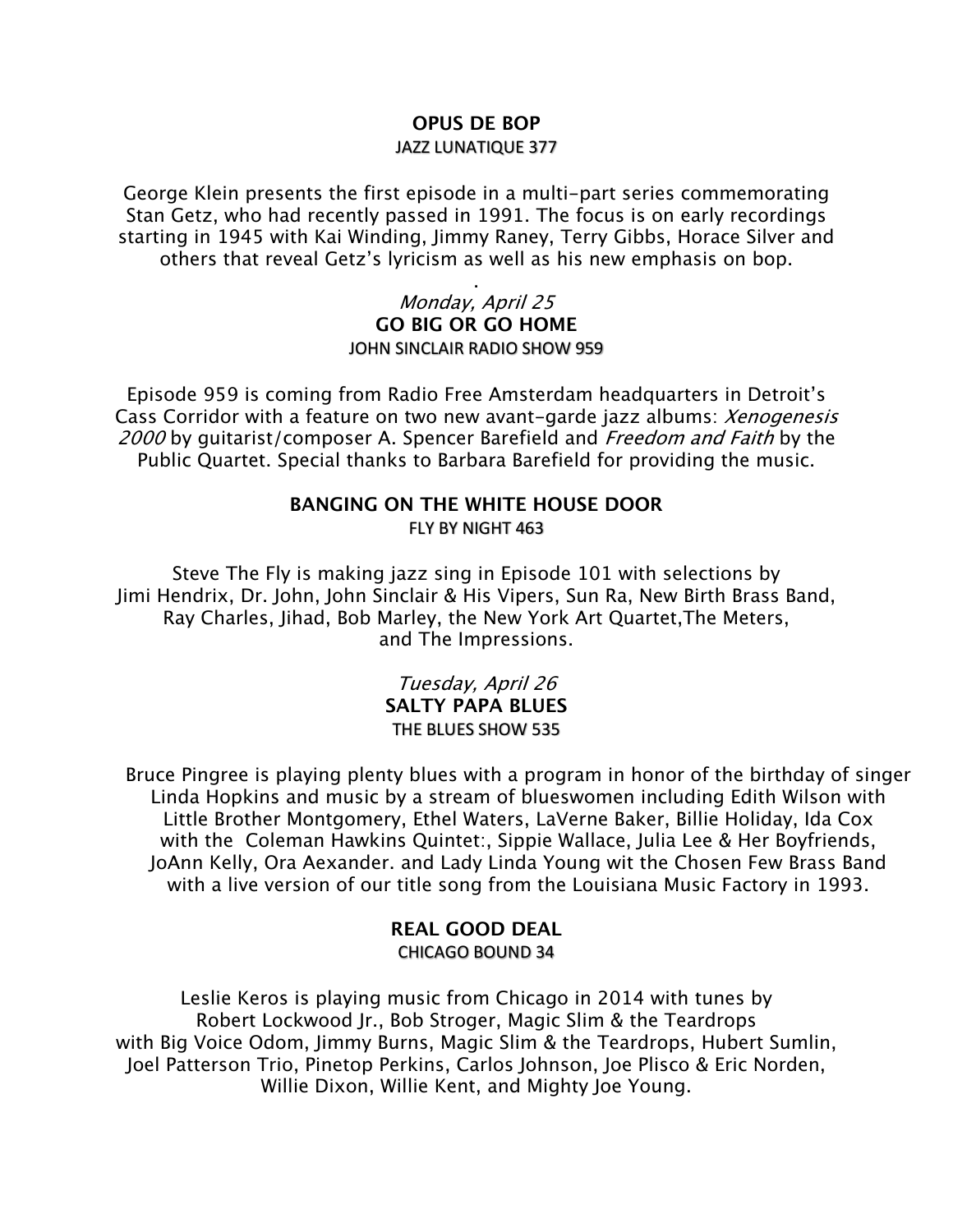**OPUS DE BOP**

JAZZ LUNATIQUE 377

George Klein presents the first episode in a multi-part series commemorating Stan Getz, who had recently passed in 1991. The focus is on early recordings starting in 1945 with Kai Winding, Jimmy Raney, Terry Gibbs, Horace Silver and others that reveal Getz's lyricism as well as his new emphasis on bop.

.

*Monday, April 25*

**GO BIG OR GO HOME**

JOHN SINCLAIR RADIO SHOW 959

Episode 959 is coming from Radio Free Amsterdam headquarters in Detroit's Cass Corridor with a feature on two new avant-garde jazz albums: *Xenogenesis 2000* by guitarist/composer A. Spencer Barefield and *Freedom and Faith* by the Public Quartet. Special thanks to Barbara Barefield for providing the music.

**BANGING ON THE WHITE HOUSE DOOR**

FLY BY NIGHT 463

Steve The Fly is making jazz sing in Episode 101 with selections by Jimi Hendrix, Dr. John, John Sinclair & His Vipers, Sun Ra, New Birth Brass Band, Ray Charles, Jihad, Bob Marley, the New York Art Quartet,The Meters, and The Impressions.

*Tuesday, April 26*

**SALTY PAPA BLUES**

THE BLUES SHOW 535

Bruce Pingree is playing plenty blues with a program in honor of the birthday of singer Linda Hopkins and music by a stream of blueswomen including Edith Wilson with Little Brother Montgomery, Ethel Waters, LaVerne Baker, Billie Holiday, Ida Cox with the Coleman Hawkins Quintet:, Sippie Wallace, Julia Lee & Her Boyfriends, JoAnn Kelly, Ora Aexander. and Lady Linda Young wit the Chosen Few Brass Band with a live version of our title song from the Louisiana Music Factory in 1993.

**REAL GOOD DEAL**

CHICAGO BOUND 34

Leslie Keros is playing music from Chicago in 2014 with tunes by Robert Lockwood Jr., Bob Stroger, Magic Slim & the Teardrops with Big Voice Odom, Jimmy Burns, Magic Slim & the Teardrops, Hubert Sumlin, Joel Patterson Trio, Pinetop Perkins, Carlos Johnson, Joe Plisco & Eric Norden, Willie Dixon, Willie Kent, and Mighty Joe Young.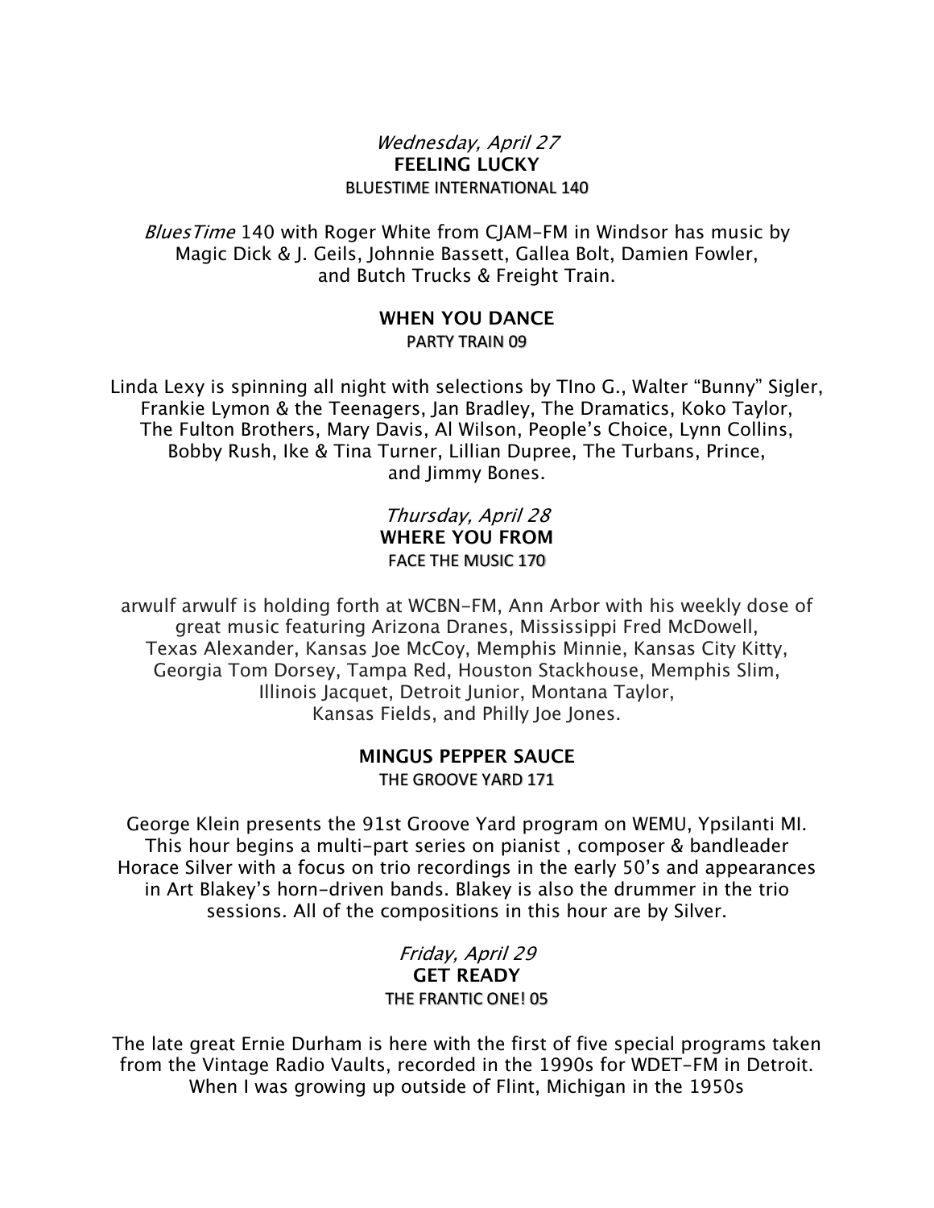*Wednesday, April 27*

**FEELING LUCKY**

BLUESTIME INTERNATIONAL 140

*BluesTime* 140 with Roger White from CJAM-FM in Windsor has music by Magic Dick & J. Geils, Johnnie Bassett, Gallea Bolt, Damien Fowler, and Butch Trucks & Freight Train.

**WHEN YOU DANCE**

PARTY TRAIN 09

Linda Lexy is spinning all night with selections by TIno G., Walter "Bunny" Sigler, Frankie Lymon & the Teenagers, Jan Bradley, The Dramatics, Koko Taylor, The Fulton Brothers, Mary Davis, Al Wilson, People's Choice, Lynn Collins, Bobby Rush, Ike & Tina Turner, Lillian Dupree, The Turbans, Prince, and Jimmy Bones.

*Thursday, April 28*

**WHERE YOU FROM**

FACE THE MUSIC 170

arwulf arwulf is holding forth at WCBN-FM, Ann Arbor with his weekly dose of great music featuring Arizona Dranes, Mississippi Fred McDowell, Texas Alexander, Kansas Joe McCoy, Memphis Minnie, Kansas City Kitty, Georgia Tom Dorsey, Tampa Red, Houston Stackhouse, Memphis Slim, Illinois Jacquet, Detroit Junior, Montana Taylor, Kansas Fields, and Philly Joe Jones.

**MINGUS PEPPER SAUCE**

THE GROOVE YARD 171

George Klein presents the 91st Groove Yard program on WEMU, Ypsilanti MI. This hour begins a multi-part series on pianist , composer & bandleader Horace Silver with a focus on trio recordings in the early 50's and appearances in Art Blakey's horn-driven bands. Blakey is also the drummer in the trio sessions. All of the compositions in this hour are by Silver.

*Friday, April 29*

**GET READY**

THE FRANTIC ONE! 05

The late great Ernie Durham is here with the first of five special programs taken from the Vintage Radio Vaults, recorded in the 1990s for WDET-FM in Detroit. When I was growing up outside of Flint, Michigan in the 1950s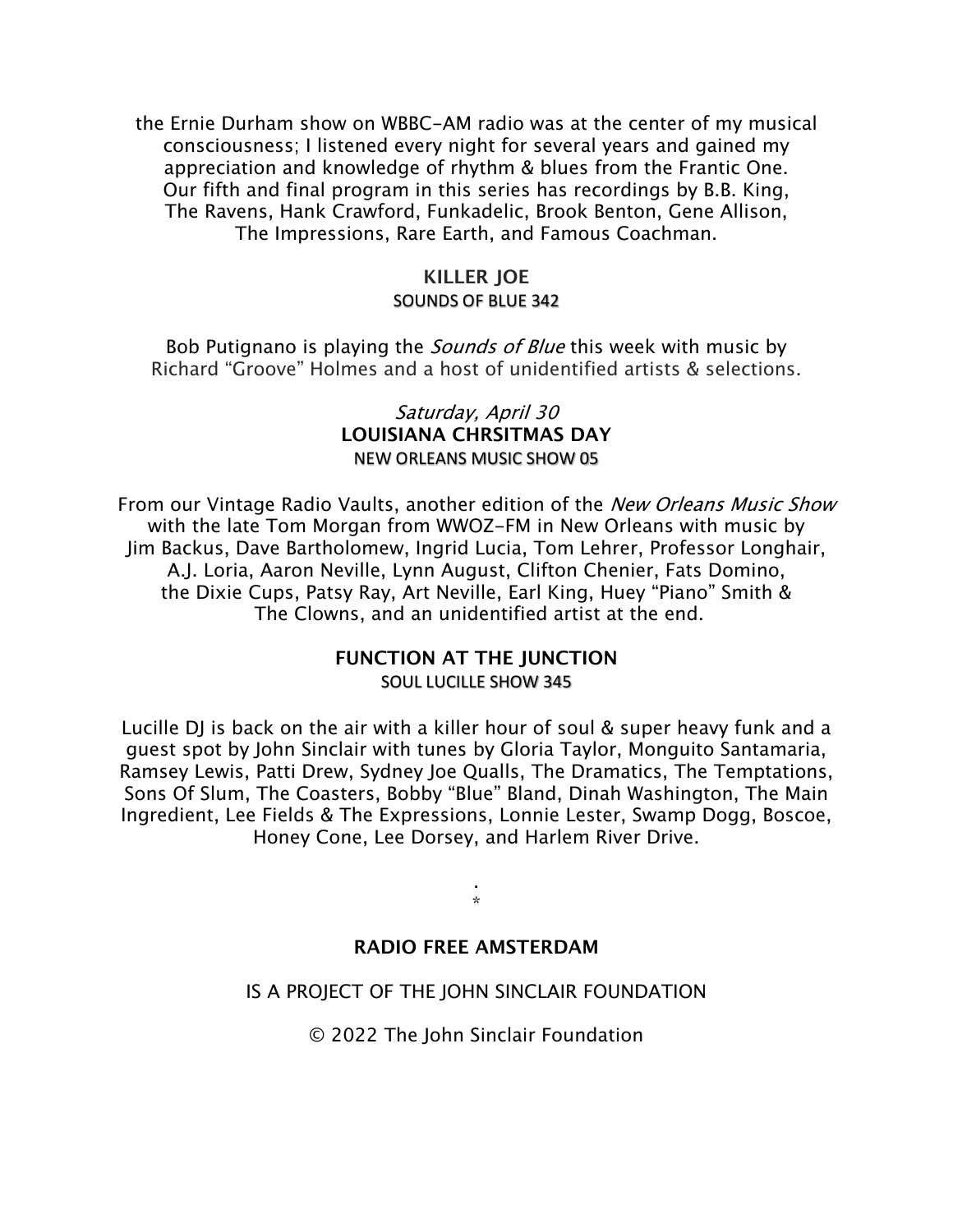the Ernie Durham show on WBBC-AM radio was at the center of my musical consciousness; I listened every night for several years and gained my appreciation and knowledge of rhythm & blues from the Frantic One. Our fifth and final program in this series has recordings by B.B. King, The Ravens, Hank Crawford, Funkadelic, Brook Benton, Gene Allison, The Impressions, Rare Earth, and Famous Coachman.

**KILLER JOE**
SOUNDS OF BLUE 342

Bob Putignano is playing the *Sounds of Blue* this week with music by Richard "Groove" Holmes and a host of unidentified artists & selections.

*Saturday, April 30*
**LOUISIANA CHRSITMAS DAY**
NEW ORLEANS MUSIC SHOW 05

From our Vintage Radio Vaults, another edition of the *New Orleans Music Show* with the late Tom Morgan from WWOZ-FM in New Orleans with music by Jim Backus, Dave Bartholomew, Ingrid Lucia, Tom Lehrer, Professor Longhair, A.J. Loria, Aaron Neville, Lynn August, Clifton Chenier, Fats Domino, the Dixie Cups, Patsy Ray, Art Neville, Earl King, Huey "Piano" Smith & The Clowns, and an unidentified artist at the end.

**FUNCTION AT THE JUNCTION**
SOUL LUCILLE SHOW 345

Lucille DJ is back on the air with a killer hour of soul & super heavy funk and a guest spot by John Sinclair with tunes by Gloria Taylor, Monguito Santamaria, Ramsey Lewis, Patti Drew, Sydney Joe Qualls, The Dramatics, The Temptations, Sons Of Slum, The Coasters, Bobby "Blue" Bland, Dinah Washington, The Main Ingredient, Lee Fields & The Expressions, Lonnie Lester, Swamp Dogg, Boscoe, Honey Cone, Lee Dorsey, and Harlem River Drive.

.
*

**RADIO FREE AMSTERDAM**

IS A PROJECT OF THE JOHN SINCLAIR FOUNDATION

© 2022 The John Sinclair Foundation